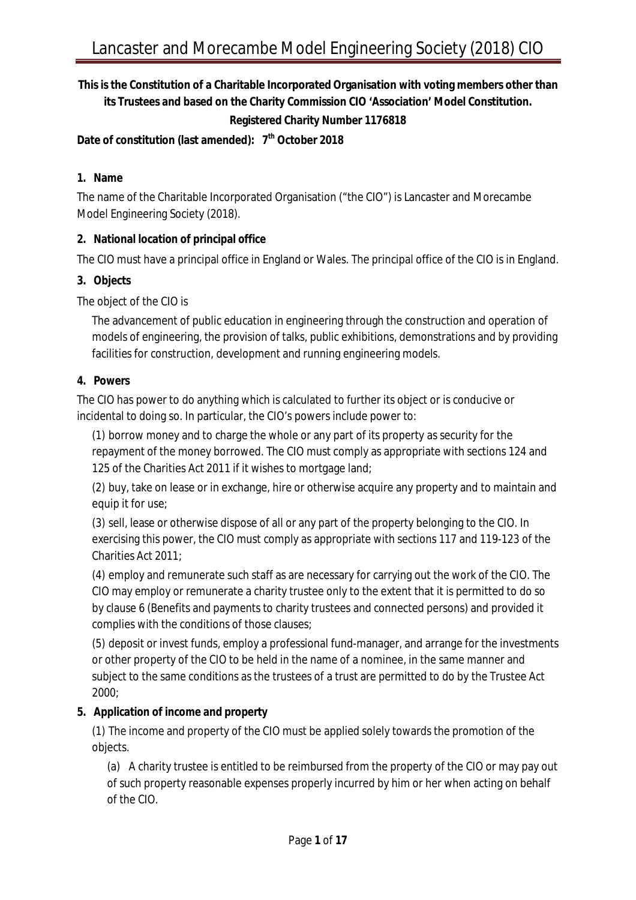# Lancaster and Morecambe Model Engineering Society (2018) CIO

**This is the Constitution of a Charitable Incorporated Organisation with voting members other than its Trustees and based on the Charity Commission CIO 'Association' Model Constitution.**

**Registered Charity Number 1176818**

**Date of constitution (last amended): 7th October 2018**

## 1. Name

The name of the Charitable Incorporated Organisation ("the CIO") is Lancaster and Morecambe Model Engineering Society (2018).

## 2. National location of principal office

The CIO must have a principal office in England or Wales. The principal office of the CIO is in England.

## 3. Objects

The object of the CIO is

The advancement of public education in engineering through the construction and operation of models of engineering, the provision of talks, public exhibitions, demonstrations and by providing facilities for construction, development and running engineering models.

## 4. Powers

The CIO has power to do anything which is calculated to further its object or is conducive or incidental to doing so. In particular, the CIO's powers include power to:

(1) borrow money and to charge the whole or any part of its property as security for the repayment of the money borrowed. The CIO must comply as appropriate with sections 124 and 125 of the Charities Act 2011 if it wishes to mortgage land;

(2) buy, take on lease or in exchange, hire or otherwise acquire any property and to maintain and equip it for use;

(3) sell, lease or otherwise dispose of all or any part of the property belonging to the CIO. In exercising this power, the CIO must comply as appropriate with sections 117 and 119-123 of the Charities Act 2011;

(4) employ and remunerate such staff as are necessary for carrying out the work of the CIO. The CIO may employ or remunerate a charity trustee only to the extent that it is permitted to do so by clause 6 (Benefits and payments to charity trustees and connected persons) and provided it complies with the conditions of those clauses;

(5) deposit or invest funds, employ a professional fund-manager, and arrange for the investments or other property of the CIO to be held in the name of a nominee, in the same manner and subject to the same conditions as the trustees of a trust are permitted to do by the Trustee Act 2000;

## 5. Application of income and property

(1) The income and property of the CIO must be applied solely towards the promotion of the objects.

(a) A charity trustee is entitled to be reimbursed from the property of the CIO or may pay out of such property reasonable expenses properly incurred by him or her when acting on behalf of the CIO.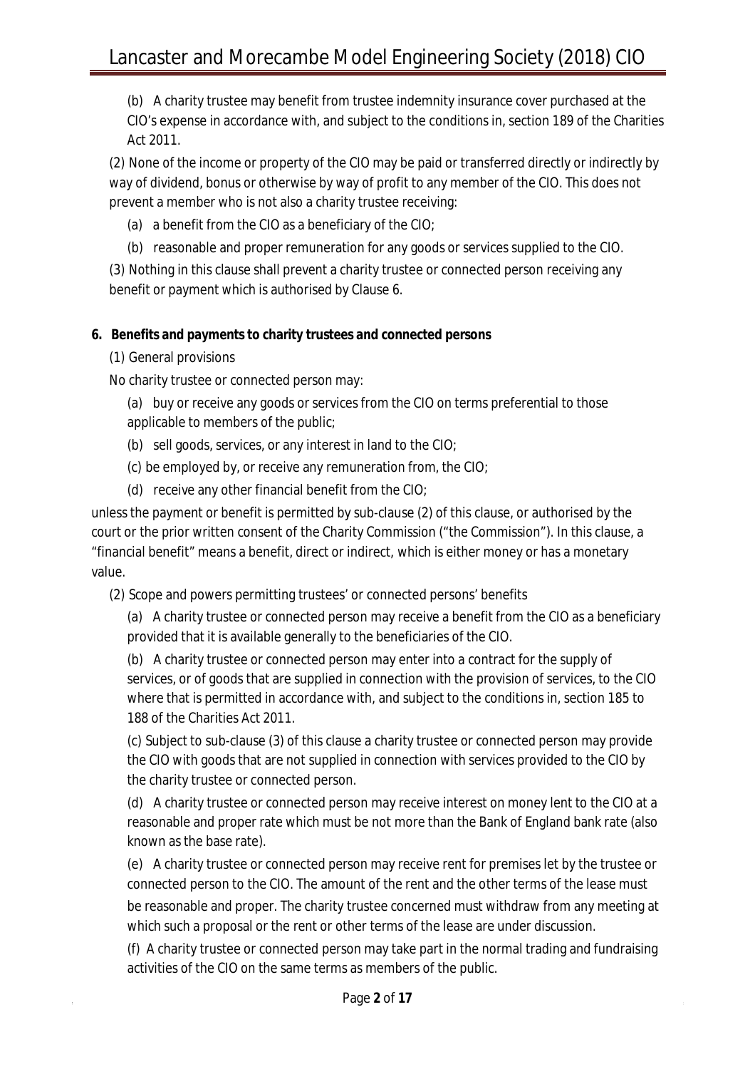(b) A charity trustee may benefit from trustee indemnity insurance cover purchased at the CIO's expense in accordance with, and subject to the conditions in, section 189 of the Charities Act 2011.

(2) None of the income or property of the CIO may be paid or transferred directly or indirectly by way of dividend, bonus or otherwise by way of profit to any member of the CIO. This does not prevent a member who is not also a charity trustee receiving:

(a) a benefit from the CIO as a beneficiary of the CIO;

(b) reasonable and proper remuneration for any goods or services supplied to the CIO.

(3) Nothing in this clause shall prevent a charity trustee or connected person receiving any benefit or payment which is authorised by Clause 6.

**6. Benefits and payments to charity trustees and connected persons**

(1) General provisions

No charity trustee or connected person may:

(a) buy or receive any goods or services from the CIO on terms preferential to those applicable to members of the public;

(b) sell goods, services, or any interest in land to the CIO;

(c) be employed by, or receive any remuneration from, the CIO;

(d) receive any other financial benefit from the CIO;

unless the payment or benefit is permitted by sub-clause (2) of this clause, or authorised by the court or the prior written consent of the Charity Commission ("the Commission"). In this clause, a "financial benefit" means a benefit, direct or indirect, which is either money or has a monetary value.

(2) Scope and powers permitting trustees' or connected persons' benefits

(a) A charity trustee or connected person may receive a benefit from the CIO as a beneficiary provided that it is available generally to the beneficiaries of the CIO.

(b) A charity trustee or connected person may enter into a contract for the supply of services, or of goods that are supplied in connection with the provision of services, to the CIO where that is permitted in accordance with, and subject to the conditions in, section 185 to 188 of the Charities Act 2011.

(c) Subject to sub-clause (3) of this clause a charity trustee or connected person may provide the CIO with goods that are not supplied in connection with services provided to the CIO by the charity trustee or connected person.

(d) A charity trustee or connected person may receive interest on money lent to the CIO at a reasonable and proper rate which must be not more than the Bank of England bank rate (also known as the base rate).

(e) A charity trustee or connected person may receive rent for premises let by the trustee or connected person to the CIO. The amount of the rent and the other terms of the lease must be reasonable and proper. The charity trustee concerned must withdraw from any meeting at which such a proposal or the rent or other terms of the lease are under discussion.

(f) A charity trustee or connected person may take part in the normal trading and fundraising activities of the CIO on the same terms as members of the public.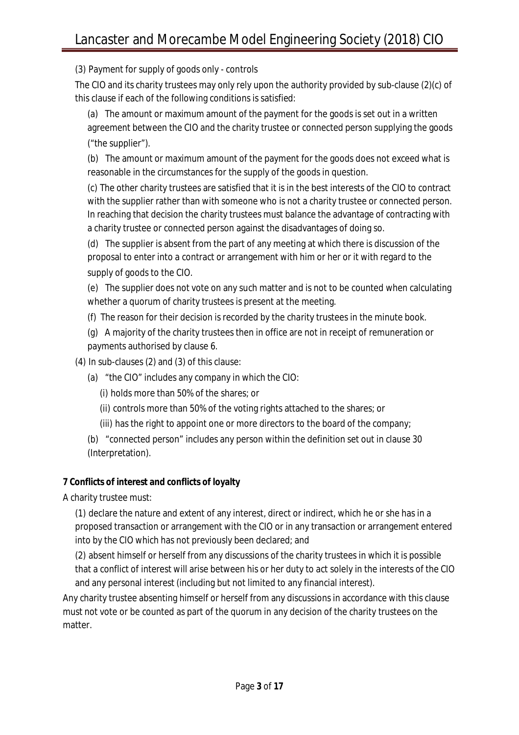(3) Payment for supply of goods only - controls

The CIO and its charity trustees may only rely upon the authority provided by sub-clause (2)(c) of this clause if each of the following conditions is satisfied:

(a) The amount or maximum amount of the payment for the goods is set out in a written agreement between the CIO and the charity trustee or connected person supplying the goods ("the supplier").

(b) The amount or maximum amount of the payment for the goods does not exceed what is reasonable in the circumstances for the supply of the goods in question.

(c) The other charity trustees are satisfied that it is in the best interests of the CIO to contract with the supplier rather than with someone who is not a charity trustee or connected person. In reaching that decision the charity trustees must balance the advantage of contracting with a charity trustee or connected person against the disadvantages of doing so.

(d) The supplier is absent from the part of any meeting at which there is discussion of the proposal to enter into a contract or arrangement with him or her or it with regard to the supply of goods to the CIO.

(e) The supplier does not vote on any such matter and is not to be counted when calculating whether a quorum of charity trustees is present at the meeting.

(f) The reason for their decision is recorded by the charity trustees in the minute book.

(g) A majority of the charity trustees then in office are not in receipt of remuneration or payments authorised by clause 6.

(4) In sub-clauses (2) and (3) of this clause:

- (a) "the CIO" includes any company in which the CIO:
  - (i) holds more than 50% of the shares; or
  - (ii) controls more than 50% of the voting rights attached to the shares; or
  - (iii) has the right to appoint one or more directors to the board of the company;
- (b) "connected person" includes any person within the definition set out in clause 30 (Interpretation).

**7 Conflicts of interest and conflicts of loyalty**

A charity trustee must:

(1) declare the nature and extent of any interest, direct or indirect, which he or she has in a proposed transaction or arrangement with the CIO or in any transaction or arrangement entered into by the CIO which has not previously been declared; and

(2) absent himself or herself from any discussions of the charity trustees in which it is possible that a conflict of interest will arise between his or her duty to act solely in the interests of the CIO and any personal interest (including but not limited to any financial interest).

Any charity trustee absenting himself or herself from any discussions in accordance with this clause must not vote or be counted as part of the quorum in any decision of the charity trustees on the matter.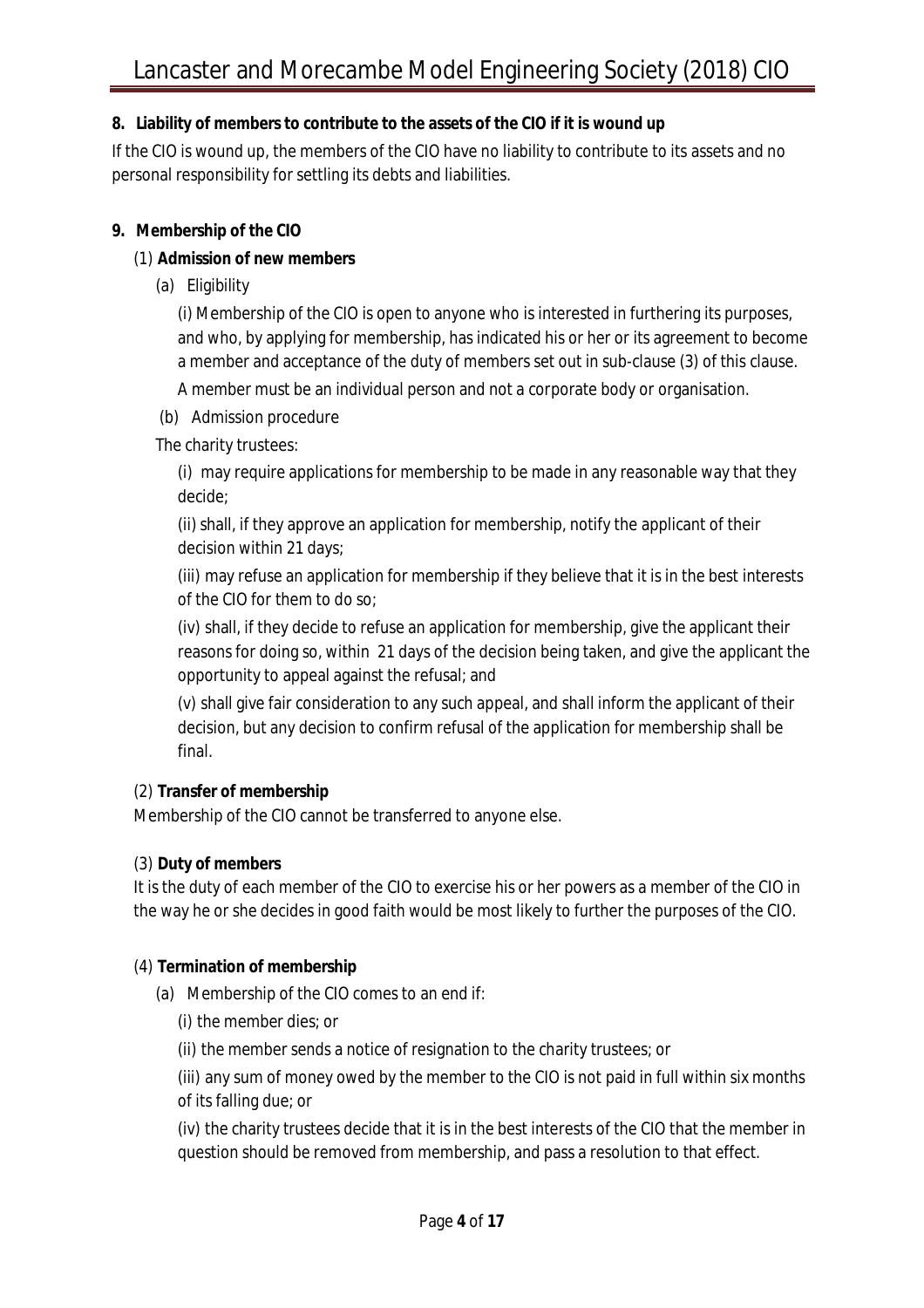**8. Liability of members to contribute to the assets of the CIO if it is wound up**

If the CIO is wound up, the members of the CIO have no liability to contribute to its assets and no personal responsibility for settling its debts and liabilities.

**9. Membership of the CIO**

(1) **Admission of new members**

(a) Eligibility

(i) Membership of the CIO is open to anyone who is interested in furthering its purposes, and who, by applying for membership, has indicated his or her or its agreement to become a member and acceptance of the duty of members set out in sub-clause (3) of this clause.

A member must be an individual person and not a corporate body or organisation.

(b) Admission procedure

The charity trustees:

(i) may require applications for membership to be made in any reasonable way that they decide;

(ii) shall, if they approve an application for membership, notify the applicant of their decision within 21 days;

(iii) may refuse an application for membership if they believe that it is in the best interests of the CIO for them to do so;

(iv) shall, if they decide to refuse an application for membership, give the applicant their reasons for doing so, within 21 days of the decision being taken, and give the applicant the opportunity to appeal against the refusal; and

(v) shall give fair consideration to any such appeal, and shall inform the applicant of their decision, but any decision to confirm refusal of the application for membership shall be final.

(2) **Transfer of membership**

Membership of the CIO cannot be transferred to anyone else.

(3) **Duty of members**

It is the duty of each member of the CIO to exercise his or her powers as a member of the CIO in the way he or she decides in good faith would be most likely to further the purposes of the CIO.

(4) **Termination of membership**

(a) Membership of the CIO comes to an end if:

(i) the member dies; or

(ii) the member sends a notice of resignation to the charity trustees; or

(iii) any sum of money owed by the member to the CIO is not paid in full within six months of its falling due; or

(iv) the charity trustees decide that it is in the best interests of the CIO that the member in question should be removed from membership, and pass a resolution to that effect.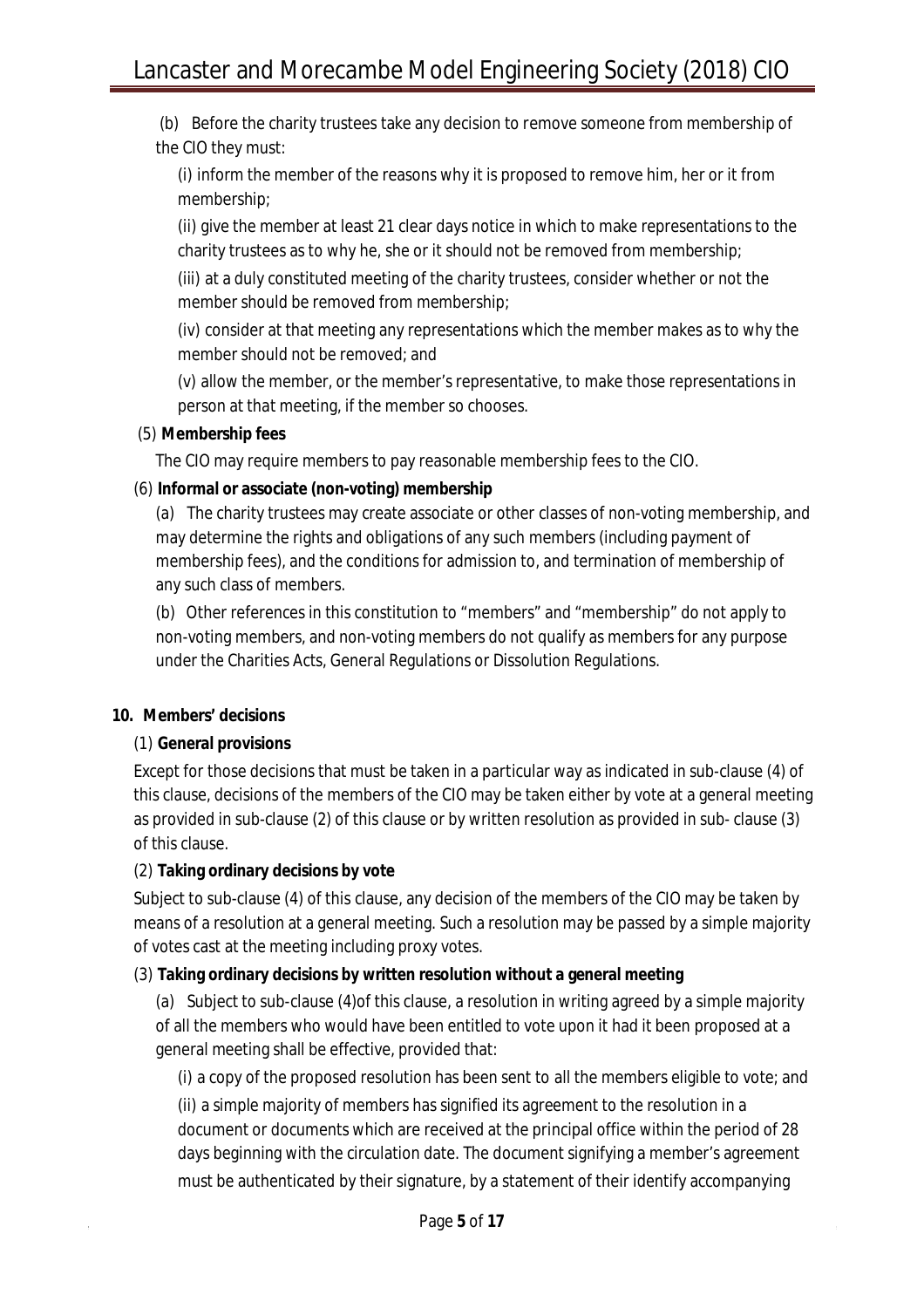(b) Before the charity trustees take any decision to remove someone from membership of the CIO they must:

(i) inform the member of the reasons why it is proposed to remove him, her or it from membership;

(ii) give the member at least 21 clear days notice in which to make representations to the charity trustees as to why he, she or it should not be removed from membership;

(iii) at a duly constituted meeting of the charity trustees, consider whether or not the member should be removed from membership;

(iv) consider at that meeting any representations which the member makes as to why the member should not be removed; and

(v) allow the member, or the member's representative, to make those representations in person at that meeting, if the member so chooses.

(5) **Membership fees**

The CIO may require members to pay reasonable membership fees to the CIO.

(6) **Informal or associate (non-voting) membership**

(a) The charity trustees may create associate or other classes of non-voting membership, and may determine the rights and obligations of any such members (including payment of membership fees), and the conditions for admission to, and termination of membership of any such class of members.

(b) Other references in this constitution to "members" and "membership" do not apply to non-voting members, and non-voting members do not qualify as members for any purpose under the Charities Acts, General Regulations or Dissolution Regulations.

**10. Members' decisions**

(1) **General provisions**

Except for those decisions that must be taken in a particular way as indicated in sub-clause (4) of this clause, decisions of the members of the CIO may be taken either by vote at a general meeting as provided in sub-clause (2) of this clause or by written resolution as provided in sub- clause (3) of this clause.

(2) **Taking ordinary decisions by vote**

Subject to sub-clause (4) of this clause, any decision of the members of the CIO may be taken by means of a resolution at a general meeting. Such a resolution may be passed by a simple majority of votes cast at the meeting including proxy votes.

(3) **Taking ordinary decisions by written resolution without a general meeting**

(a) Subject to sub-clause (4)of this clause, a resolution in writing agreed by a simple majority of all the members who would have been entitled to vote upon it had it been proposed at a general meeting shall be effective, provided that:

(i) a copy of the proposed resolution has been sent to all the members eligible to vote; and

(ii) a simple majority of members has signified its agreement to the resolution in a document or documents which are received at the principal office within the period of 28 days beginning with the circulation date. The document signifying a member's agreement must be authenticated by their signature, by a statement of their identify accompanying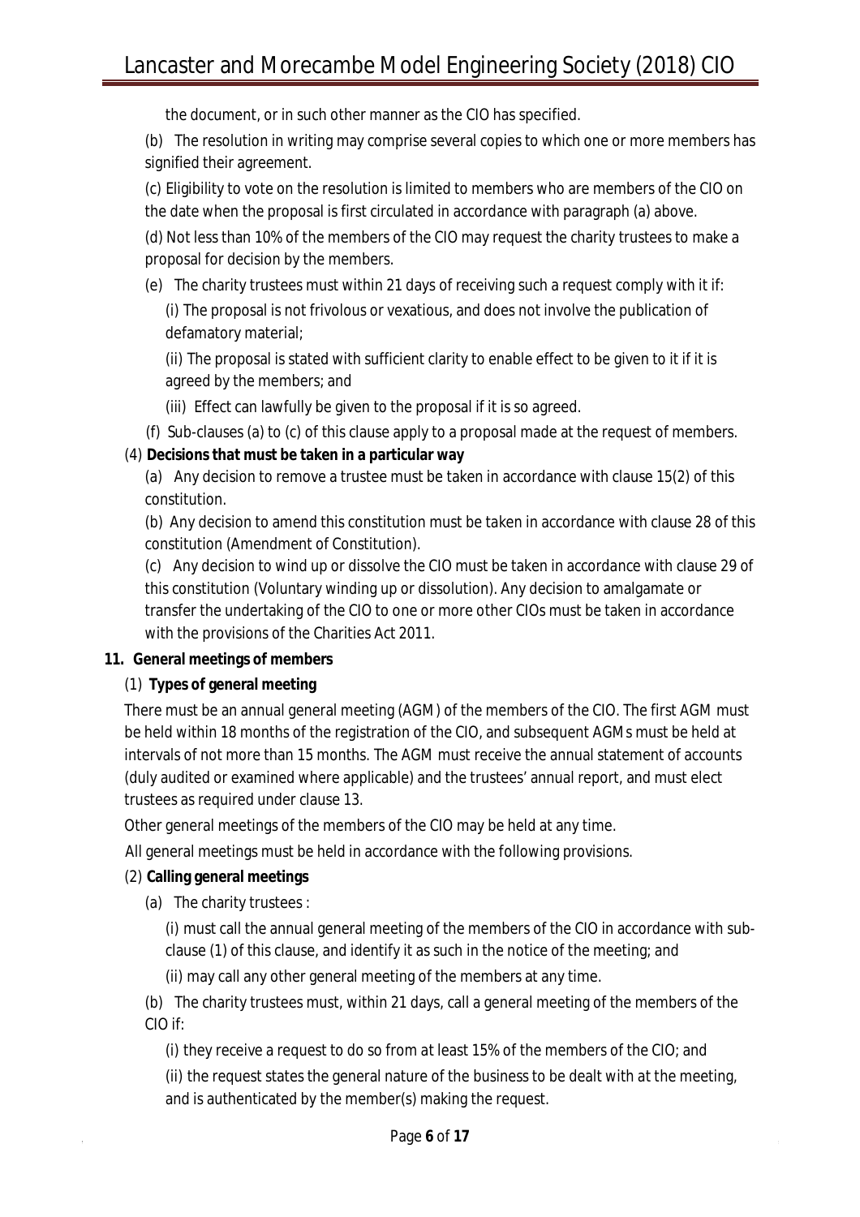the document, or in such other manner as the CIO has specified.

(b) The resolution in writing may comprise several copies to which one or more members has signified their agreement.

(c) Eligibility to vote on the resolution is limited to members who are members of the CIO on the date when the proposal is first circulated in accordance with paragraph (a) above.

(d) Not less than 10% of the members of the CIO may request the charity trustees to make a proposal for decision by the members.

(e) The charity trustees must within 21 days of receiving such a request comply with it if:

(i) The proposal is not frivolous or vexatious, and does not involve the publication of defamatory material;

(ii) The proposal is stated with sufficient clarity to enable effect to be given to it if it is agreed by the members; and

(iii) Effect can lawfully be given to the proposal if it is so agreed.

(f) Sub-clauses (a) to (c) of this clause apply to a proposal made at the request of members.

(4) **Decisions that must be taken in a particular way**

(a) Any decision to remove a trustee must be taken in accordance with clause 15(2) of this constitution.

(b) Any decision to amend this constitution must be taken in accordance with clause 28 of this constitution (Amendment of Constitution).

(c) Any decision to wind up or dissolve the CIO must be taken in accordance with clause 29 of this constitution (Voluntary winding up or dissolution). Any decision to amalgamate or transfer the undertaking of the CIO to one or more other CIOs must be taken in accordance with the provisions of the Charities Act 2011.

**11. General meetings of members**

(1) **Types of general meeting**

There must be an annual general meeting (AGM) of the members of the CIO. The first AGM must be held within 18 months of the registration of the CIO, and subsequent AGMs must be held at intervals of not more than 15 months. The AGM must receive the annual statement of accounts (duly audited or examined where applicable) and the trustees' annual report, and must elect trustees as required under clause 13.

Other general meetings of the members of the CIO may be held at any time.

All general meetings must be held in accordance with the following provisions.

(2) **Calling general meetings**

(a) The charity trustees :

(i) must call the annual general meeting of the members of the CIO in accordance with sub-clause (1) of this clause, and identify it as such in the notice of the meeting; and

(ii) may call any other general meeting of the members at any time.

(b) The charity trustees must, within 21 days, call a general meeting of the members of the CIO if:

(i) they receive a request to do so from at least 15% of the members of the CIO; and

(ii) the request states the general nature of the business to be dealt with at the meeting, and is authenticated by the member(s) making the request.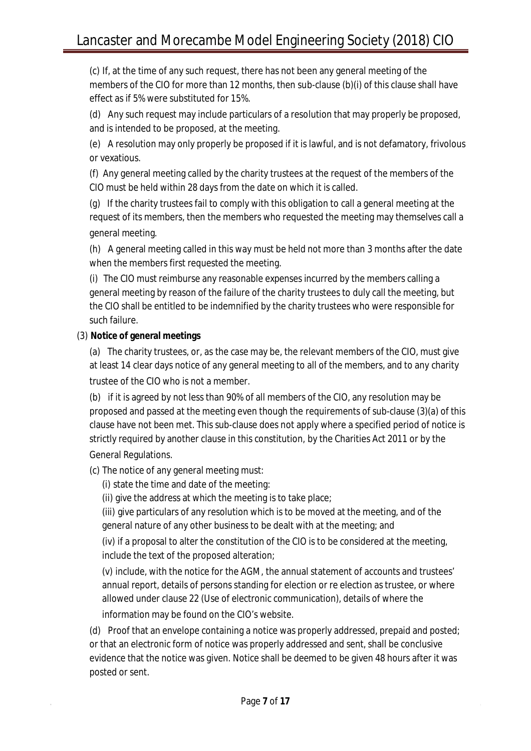(c) If, at the time of any such request, there has not been any general meeting of the members of the CIO for more than 12 months, then sub-clause (b)(i) of this clause shall have effect as if 5% were substituted for 15%.

(d) Any such request may include particulars of a resolution that may properly be proposed, and is intended to be proposed, at the meeting.

(e) A resolution may only properly be proposed if it is lawful, and is not defamatory, frivolous or vexatious.

(f) Any general meeting called by the charity trustees at the request of the members of the CIO must be held within 28 days from the date on which it is called.

(g) If the charity trustees fail to comply with this obligation to call a general meeting at the request of its members, then the members who requested the meeting may themselves call a general meeting.

(h) A general meeting called in this way must be held not more than 3 months after the date when the members first requested the meeting.

(i) The CIO must reimburse any reasonable expenses incurred by the members calling a general meeting by reason of the failure of the charity trustees to duly call the meeting, but the CIO shall be entitled to be indemnified by the charity trustees who were responsible for such failure.

(3) **Notice of general meetings**

(a) The charity trustees, or, as the case may be, the relevant members of the CIO, must give at least 14 clear days notice of any general meeting to all of the members, and to any charity trustee of the CIO who is not a member.

(b) if it is agreed by not less than 90% of all members of the CIO, any resolution may be proposed and passed at the meeting even though the requirements of sub-clause (3)(a) of this clause have not been met. This sub-clause does not apply where a specified period of notice is strictly required by another clause in this constitution, by the Charities Act 2011 or by the General Regulations.

(c) The notice of any general meeting must:

(i) state the time and date of the meeting:

(ii) give the address at which the meeting is to take place;

(iii) give particulars of any resolution which is to be moved at the meeting, and of the general nature of any other business to be dealt with at the meeting; and

(iv) if a proposal to alter the constitution of the CIO is to be considered at the meeting, include the text of the proposed alteration;

(v) include, with the notice for the AGM, the annual statement of accounts and trustees' annual report, details of persons standing for election or re election as trustee, or where allowed under clause 22 (Use of electronic communication), details of where the information may be found on the CIO's website.

(d) Proof that an envelope containing a notice was properly addressed, prepaid and posted; or that an electronic form of notice was properly addressed and sent, shall be conclusive evidence that the notice was given. Notice shall be deemed to be given 48 hours after it was posted or sent.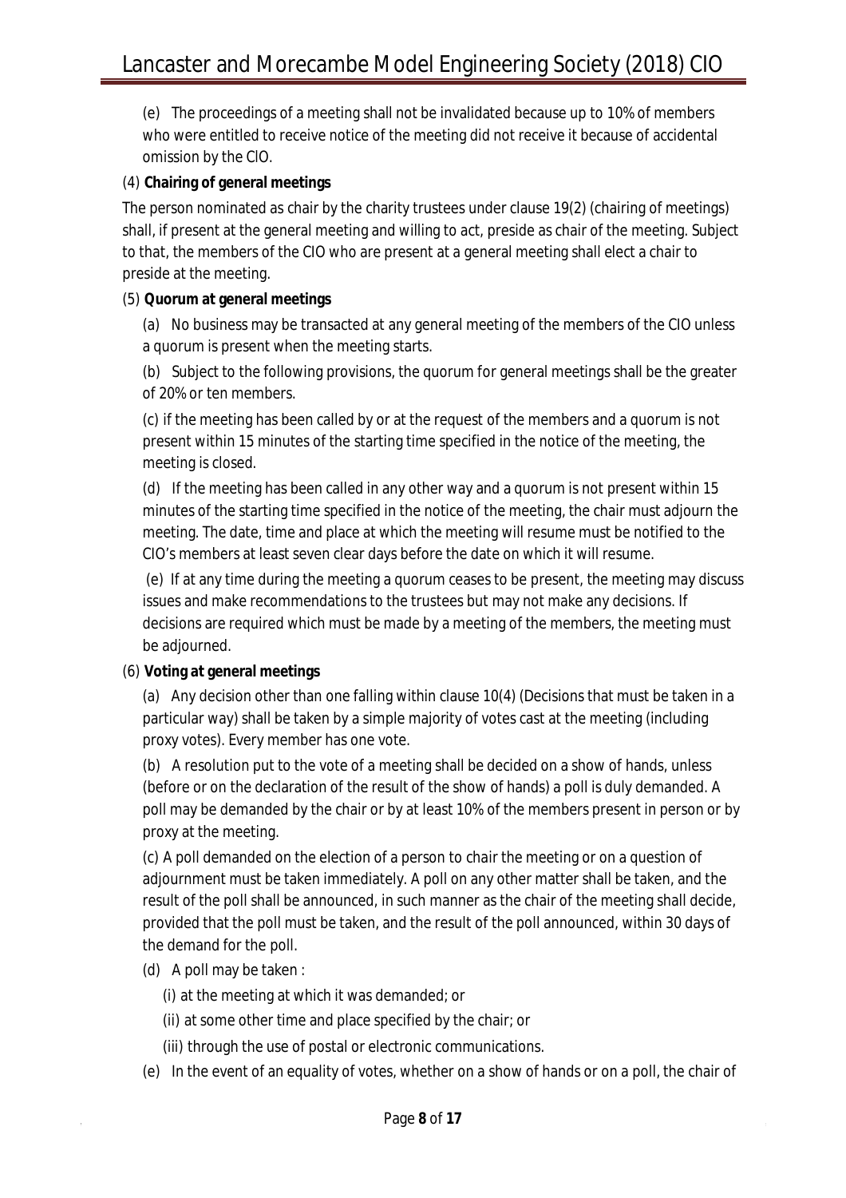(e) The proceedings of a meeting shall not be invalidated because up to 10% of members who were entitled to receive notice of the meeting did not receive it because of accidental omission by the CIO.

(4) **Chairing of general meetings**

The person nominated as chair by the charity trustees under clause 19(2) (chairing of meetings) shall, if present at the general meeting and willing to act, preside as chair of the meeting. Subject to that, the members of the CIO who are present at a general meeting shall elect a chair to preside at the meeting.

(5) **Quorum at general meetings**

(a) No business may be transacted at any general meeting of the members of the CIO unless a quorum is present when the meeting starts.

(b) Subject to the following provisions, the quorum for general meetings shall be the greater of 20% or ten members.

(c) if the meeting has been called by or at the request of the members and a quorum is not present within 15 minutes of the starting time specified in the notice of the meeting, the meeting is closed.

(d) If the meeting has been called in any other way and a quorum is not present within 15 minutes of the starting time specified in the notice of the meeting, the chair must adjourn the meeting. The date, time and place at which the meeting will resume must be notified to the CIO's members at least seven clear days before the date on which it will resume.

(e) If at any time during the meeting a quorum ceases to be present, the meeting may discuss issues and make recommendations to the trustees but may not make any decisions. If decisions are required which must be made by a meeting of the members, the meeting must be adjourned.

(6) **Voting at general meetings**

(a) Any decision other than one falling within clause 10(4) (Decisions that must be taken in a particular way) shall be taken by a simple majority of votes cast at the meeting (including proxy votes). Every member has one vote.

(b) A resolution put to the vote of a meeting shall be decided on a show of hands, unless (before or on the declaration of the result of the show of hands) a poll is duly demanded. A poll may be demanded by the chair or by at least 10% of the members present in person or by proxy at the meeting.

(c) A poll demanded on the election of a person to chair the meeting or on a question of adjournment must be taken immediately. A poll on any other matter shall be taken, and the result of the poll shall be announced, in such manner as the chair of the meeting shall decide, provided that the poll must be taken, and the result of the poll announced, within 30 days of the demand for the poll.

(d) A poll may be taken :

(i) at the meeting at which it was demanded; or

(ii) at some other time and place specified by the chair; or

(iii) through the use of postal or electronic communications.

(e) In the event of an equality of votes, whether on a show of hands or on a poll, the chair of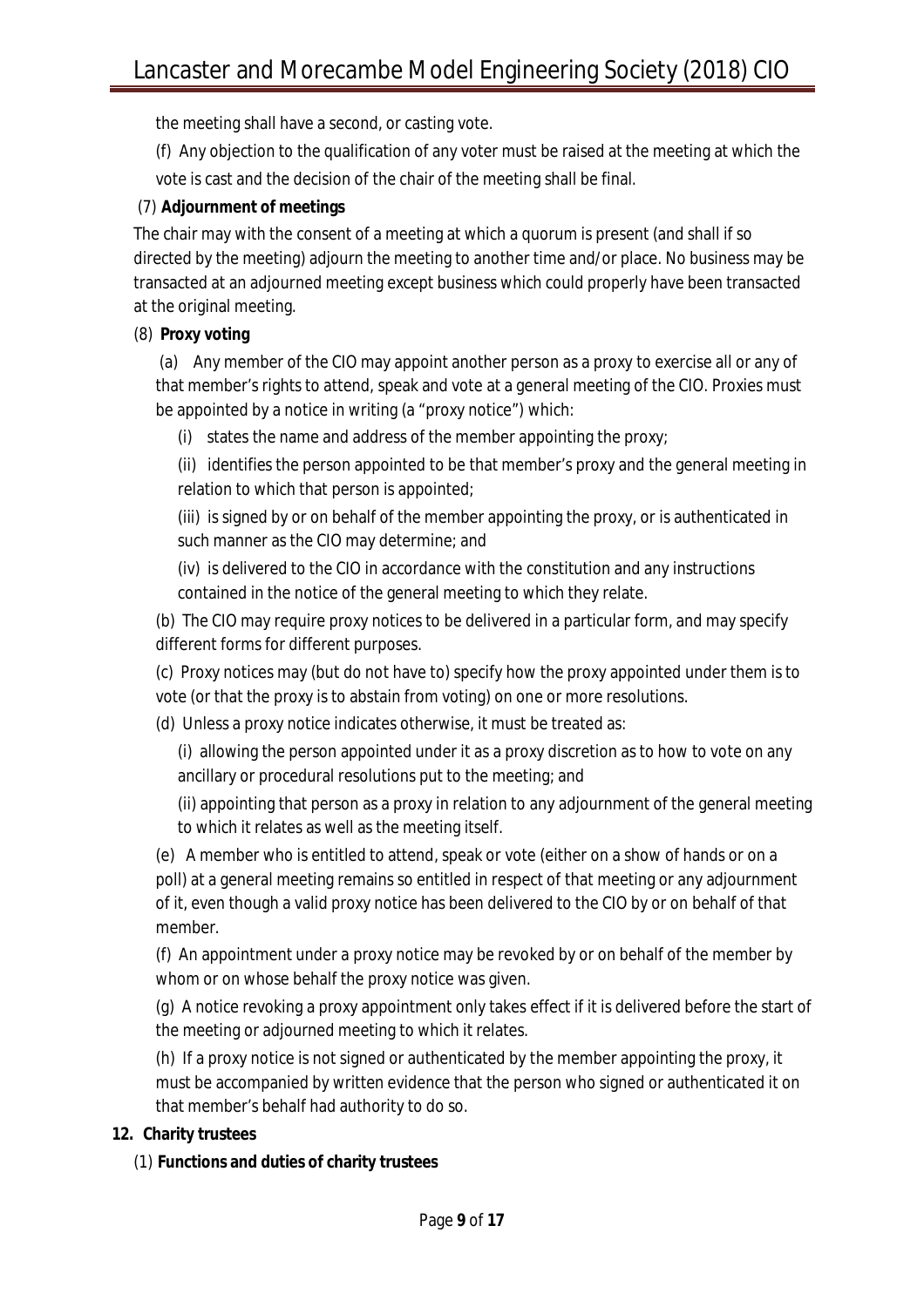the meeting shall have a second, or casting vote.

(f) Any objection to the qualification of any voter must be raised at the meeting at which the vote is cast and the decision of the chair of the meeting shall be final.

(7) **Adjournment of meetings**

The chair may with the consent of a meeting at which a quorum is present (and shall if so directed by the meeting) adjourn the meeting to another time and/or place. No business may be transacted at an adjourned meeting except business which could properly have been transacted at the original meeting.

(8) **Proxy voting**

(a) Any member of the CIO may appoint another person as a proxy to exercise all or any of that member's rights to attend, speak and vote at a general meeting of the CIO. Proxies must be appointed by a notice in writing (a "proxy notice") which:

(i) states the name and address of the member appointing the proxy;

(ii) identifies the person appointed to be that member's proxy and the general meeting in relation to which that person is appointed;

(iii) is signed by or on behalf of the member appointing the proxy, or is authenticated in such manner as the CIO may determine; and

(iv) is delivered to the CIO in accordance with the constitution and any instructions contained in the notice of the general meeting to which they relate.

(b) The CIO may require proxy notices to be delivered in a particular form, and may specify different forms for different purposes.

(c) Proxy notices may (but do not have to) specify how the proxy appointed under them is to vote (or that the proxy is to abstain from voting) on one or more resolutions.

(d) Unless a proxy notice indicates otherwise, it must be treated as:

(i) allowing the person appointed under it as a proxy discretion as to how to vote on any ancillary or procedural resolutions put to the meeting; and

(ii) appointing that person as a proxy in relation to any adjournment of the general meeting to which it relates as well as the meeting itself.

(e) A member who is entitled to attend, speak or vote (either on a show of hands or on a poll) at a general meeting remains so entitled in respect of that meeting or any adjournment of it, even though a valid proxy notice has been delivered to the CIO by or on behalf of that member.

(f) An appointment under a proxy notice may be revoked by or on behalf of the member by whom or on whose behalf the proxy notice was given.

(g) A notice revoking a proxy appointment only takes effect if it is delivered before the start of the meeting or adjourned meeting to which it relates.

(h) If a proxy notice is not signed or authenticated by the member appointing the proxy, it must be accompanied by written evidence that the person who signed or authenticated it on that member's behalf had authority to do so.

## 12. Charity trustees

(1) **Functions and duties of charity trustees**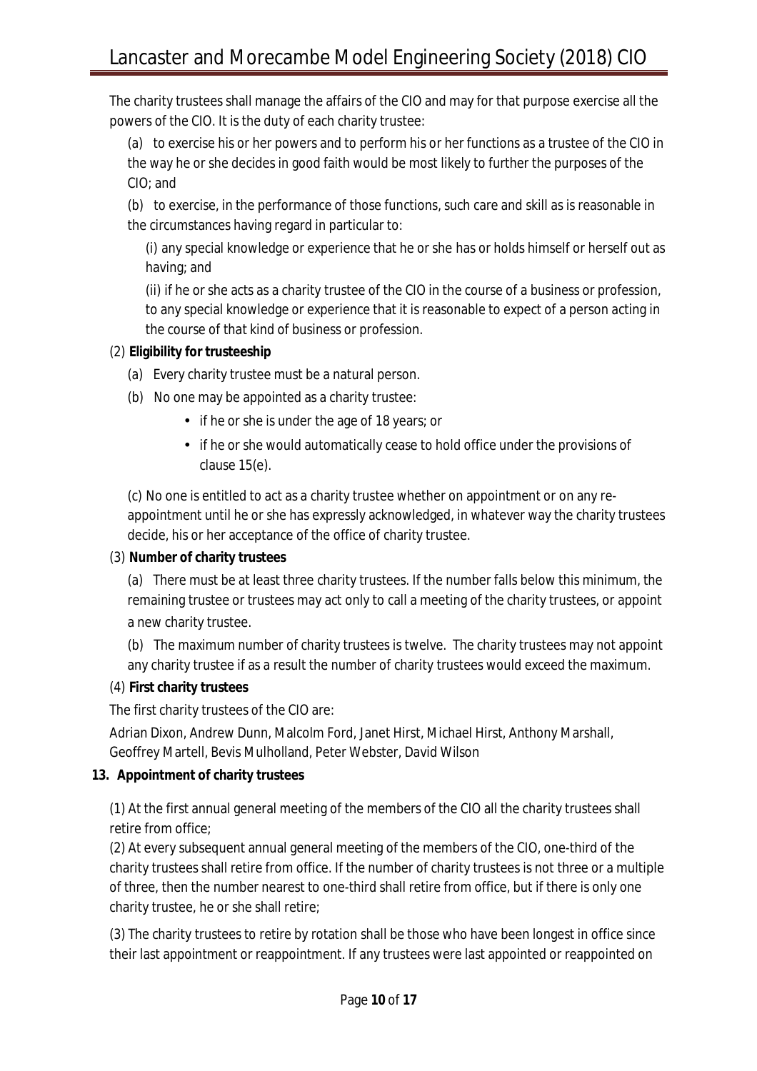The charity trustees shall manage the affairs of the CIO and may for that purpose exercise all the powers of the CIO. It is the duty of each charity trustee:

(a) to exercise his or her powers and to perform his or her functions as a trustee of the CIO in the way he or she decides in good faith would be most likely to further the purposes of the CIO; and

(b) to exercise, in the performance of those functions, such care and skill as is reasonable in the circumstances having regard in particular to:

(i) any special knowledge or experience that he or she has or holds himself or herself out as having; and

(ii) if he or she acts as a charity trustee of the CIO in the course of a business or profession, to any special knowledge or experience that it is reasonable to expect of a person acting in the course of that kind of business or profession.

(2) **Eligibility for trusteeship**

(a) Every charity trustee must be a natural person.

(b) No one may be appointed as a charity trustee:

- if he or she is under the age of 18 years; or
- if he or she would automatically cease to hold office under the provisions of clause 15(e).

(c) No one is entitled to act as a charity trustee whether on appointment or on any re-appointment until he or she has expressly acknowledged, in whatever way the charity trustees decide, his or her acceptance of the office of charity trustee.

(3) **Number of charity trustees**

(a) There must be at least three charity trustees. If the number falls below this minimum, the remaining trustee or trustees may act only to call a meeting of the charity trustees, or appoint a new charity trustee.

(b) The maximum number of charity trustees is twelve. The charity trustees may not appoint any charity trustee if as a result the number of charity trustees would exceed the maximum.

(4) **First charity trustees**

The first charity trustees of the CIO are:

Adrian Dixon, Andrew Dunn, Malcolm Ford, Janet Hirst, Michael Hirst, Anthony Marshall, Geoffrey Martell, Bevis Mulholland, Peter Webster, David Wilson

**13. Appointment of charity trustees**

(1) At the first annual general meeting of the members of the CIO all the charity trustees shall retire from office;

(2) At every subsequent annual general meeting of the members of the CIO, one-third of the charity trustees shall retire from office. If the number of charity trustees is not three or a multiple of three, then the number nearest to one-third shall retire from office, but if there is only one charity trustee, he or she shall retire;

(3) The charity trustees to retire by rotation shall be those who have been longest in office since their last appointment or reappointment. If any trustees were last appointed or reappointed on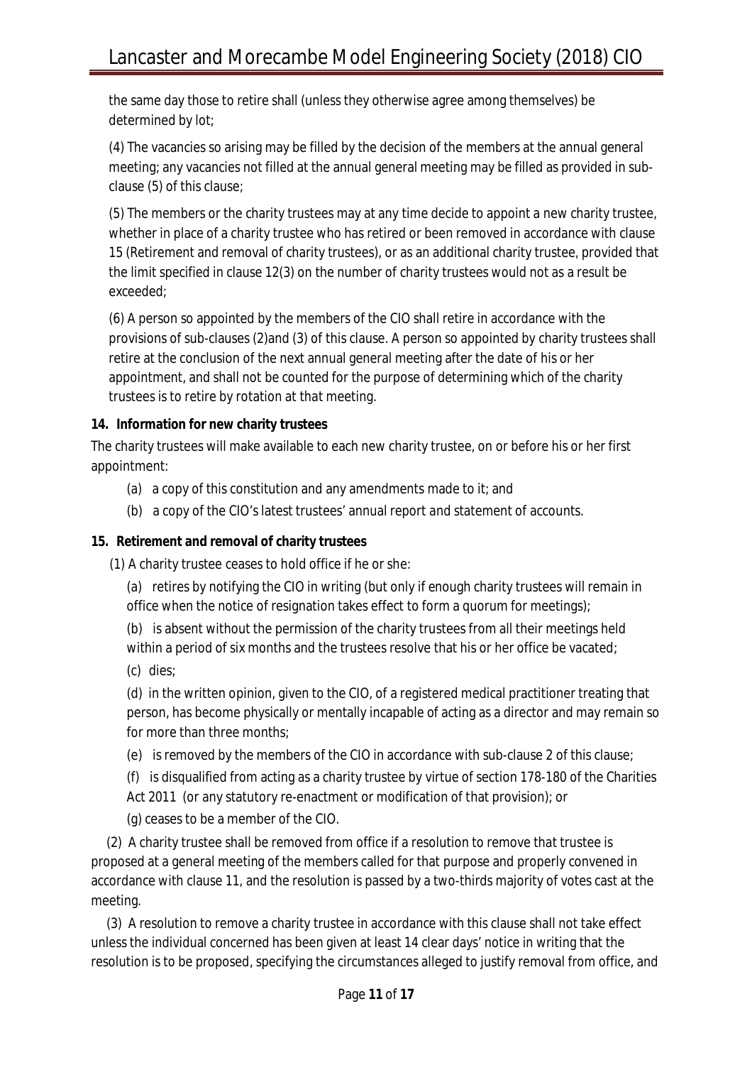the same day those to retire shall (unless they otherwise agree among themselves) be determined by lot;

(4) The vacancies so arising may be filled by the decision of the members at the annual general meeting; any vacancies not filled at the annual general meeting may be filled as provided in sub-clause (5) of this clause;

(5) The members or the charity trustees may at any time decide to appoint a new charity trustee, whether in place of a charity trustee who has retired or been removed in accordance with clause 15 (Retirement and removal of charity trustees), or as an additional charity trustee, provided that the limit specified in clause 12(3) on the number of charity trustees would not as a result be exceeded;

(6) A person so appointed by the members of the CIO shall retire in accordance with the provisions of sub-clauses (2)and (3) of this clause. A person so appointed by charity trustees shall retire at the conclusion of the next annual general meeting after the date of his or her appointment, and shall not be counted for the purpose of determining which of the charity trustees is to retire by rotation at that meeting.

**14. Information for new charity trustees**

The charity trustees will make available to each new charity trustee, on or before his or her first appointment:

(a) a copy of this constitution and any amendments made to it; and

(b) a copy of the CIO's latest trustees' annual report and statement of accounts.

**15. Retirement and removal of charity trustees**

(1) A charity trustee ceases to hold office if he or she:

(a) retires by notifying the CIO in writing (but only if enough charity trustees will remain in office when the notice of resignation takes effect to form a quorum for meetings);

(b) is absent without the permission of the charity trustees from all their meetings held within a period of six months and the trustees resolve that his or her office be vacated;

(c) dies;

(d) in the written opinion, given to the CIO, of a registered medical practitioner treating that person, has become physically or mentally incapable of acting as a director and may remain so for more than three months;

(e) is removed by the members of the CIO in accordance with sub-clause 2 of this clause;

(f) is disqualified from acting as a charity trustee by virtue of section 178-180 of the Charities Act 2011 (or any statutory re-enactment or modification of that provision); or

(g) ceases to be a member of the CIO.

(2) A charity trustee shall be removed from office if a resolution to remove that trustee is proposed at a general meeting of the members called for that purpose and properly convened in accordance with clause 11, and the resolution is passed by a two-thirds majority of votes cast at the meeting.

(3) A resolution to remove a charity trustee in accordance with this clause shall not take effect unless the individual concerned has been given at least 14 clear days' notice in writing that the resolution is to be proposed, specifying the circumstances alleged to justify removal from office, and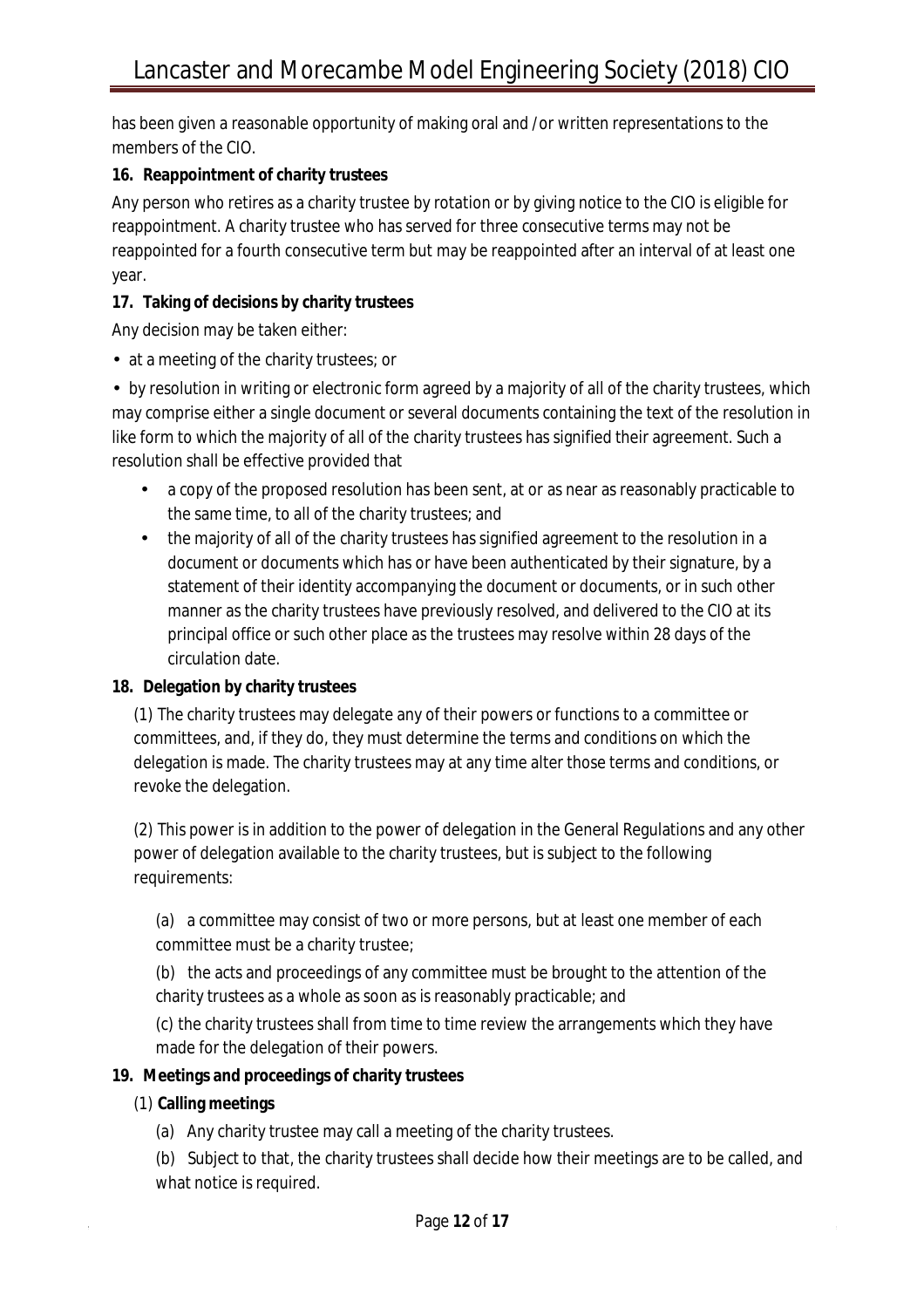has been given a reasonable opportunity of making oral and /or written representations to the members of the CIO.

**16. Reappointment of charity trustees**

Any person who retires as a charity trustee by rotation or by giving notice to the CIO is eligible for reappointment. A charity trustee who has served for three consecutive terms may not be reappointed for a fourth consecutive term but may be reappointed after an interval of at least one year.

**17. Taking of decisions by charity trustees**

Any decision may be taken either:

- at a meeting of the charity trustees; or
- by resolution in writing or electronic form agreed by a majority of all of the charity trustees, which may comprise either a single document or several documents containing the text of the resolution in like form to which the majority of all of the charity trustees has signified their agreement. Such a resolution shall be effective provided that
    - a copy of the proposed resolution has been sent, at or as near as reasonably practicable to the same time, to all of the charity trustees; and
    - the majority of all of the charity trustees has signified agreement to the resolution in a document or documents which has or have been authenticated by their signature, by a statement of their identity accompanying the document or documents, or in such other manner as the charity trustees have previously resolved, and delivered to the CIO at its principal office or such other place as the trustees may resolve within 28 days of the circulation date.

**18. Delegation by charity trustees**

(1) The charity trustees may delegate any of their powers or functions to a committee or committees, and, if they do, they must determine the terms and conditions on which the delegation is made. The charity trustees may at any time alter those terms and conditions, or revoke the delegation.

(2) This power is in addition to the power of delegation in the General Regulations and any other power of delegation available to the charity trustees, but is subject to the following requirements:

(a) a committee may consist of two or more persons, but at least one member of each committee must be a charity trustee;

(b) the acts and proceedings of any committee must be brought to the attention of the charity trustees as a whole as soon as is reasonably practicable; and

(c) the charity trustees shall from time to time review the arrangements which they have made for the delegation of their powers.

**19. Meetings and proceedings of charity trustees**

(1) **Calling meetings**

(a) Any charity trustee may call a meeting of the charity trustees.

(b) Subject to that, the charity trustees shall decide how their meetings are to be called, and what notice is required.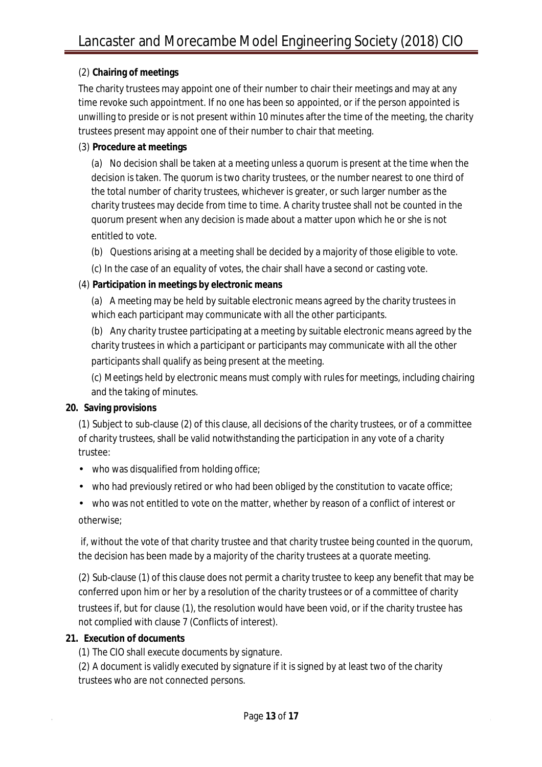(2) **Chairing of meetings**

The charity trustees may appoint one of their number to chair their meetings and may at any time revoke such appointment. If no one has been so appointed, or if the person appointed is unwilling to preside or is not present within 10 minutes after the time of the meeting, the charity trustees present may appoint one of their number to chair that meeting.

(3) **Procedure at meetings**

(a) No decision shall be taken at a meeting unless a quorum is present at the time when the decision is taken. The quorum is two charity trustees, or the number nearest to one third of the total number of charity trustees, whichever is greater, or such larger number as the charity trustees may decide from time to time. A charity trustee shall not be counted in the quorum present when any decision is made about a matter upon which he or she is not entitled to vote.

(b) Questions arising at a meeting shall be decided by a majority of those eligible to vote.

(c) In the case of an equality of votes, the chair shall have a second or casting vote.

(4) **Participation in meetings by electronic means**

(a) A meeting may be held by suitable electronic means agreed by the charity trustees in which each participant may communicate with all the other participants.

(b) Any charity trustee participating at a meeting by suitable electronic means agreed by the charity trustees in which a participant or participants may communicate with all the other participants shall qualify as being present at the meeting.

(c) Meetings held by electronic means must comply with rules for meetings, including chairing and the taking of minutes.

**20. Saving provisions**

(1) Subject to sub-clause (2) of this clause, all decisions of the charity trustees, or of a committee of charity trustees, shall be valid notwithstanding the participation in any vote of a charity trustee:

- who was disqualified from holding office;
- who had previously retired or who had been obliged by the constitution to vacate office;
- who was not entitled to vote on the matter, whether by reason of a conflict of interest or otherwise;

if, without the vote of that charity trustee and that charity trustee being counted in the quorum, the decision has been made by a majority of the charity trustees at a quorate meeting.

(2) Sub-clause (1) of this clause does not permit a charity trustee to keep any benefit that may be conferred upon him or her by a resolution of the charity trustees or of a committee of charity trustees if, but for clause (1), the resolution would have been void, or if the charity trustee has not complied with clause 7 (Conflicts of interest).

**21. Execution of documents**

(1) The CIO shall execute documents by signature.

(2) A document is validly executed by signature if it is signed by at least two of the charity trustees who are not connected persons.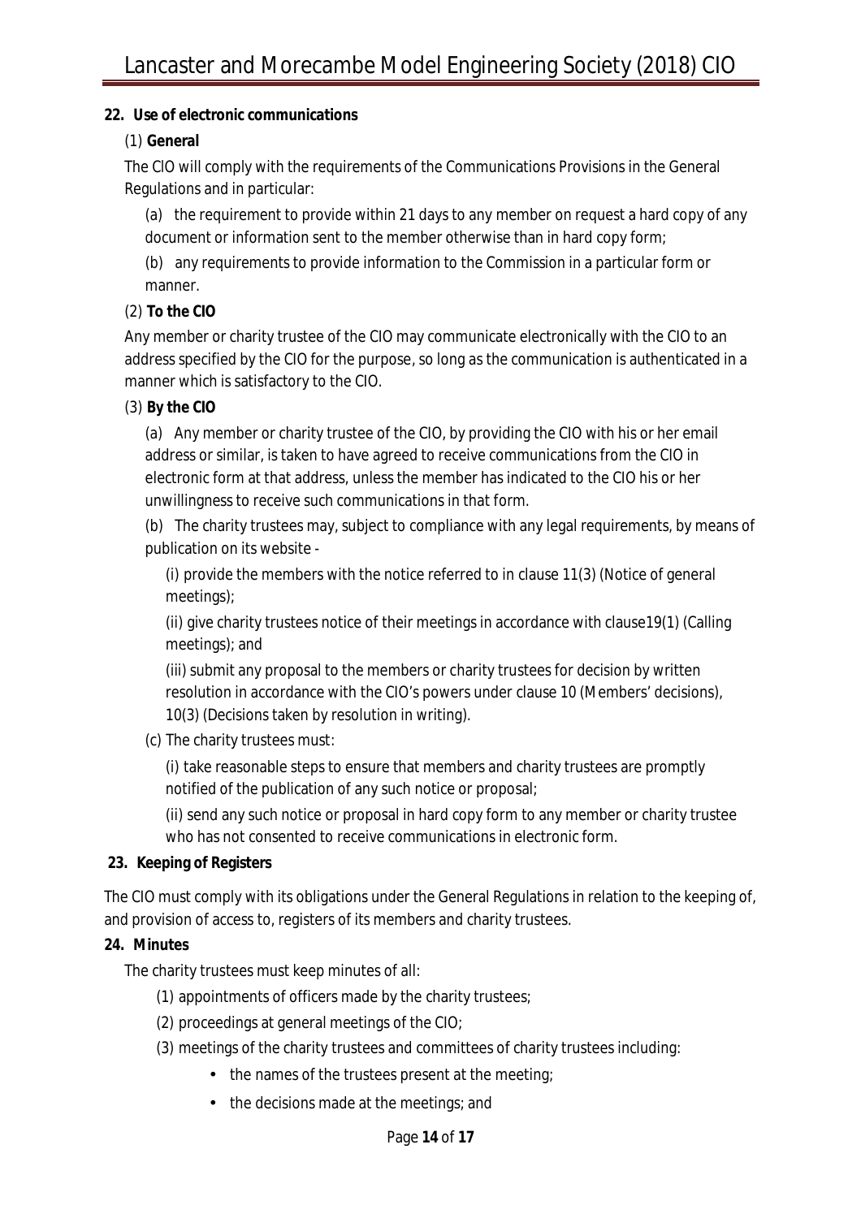## 22. Use of electronic communications

(1) **General**

The CIO will comply with the requirements of the Communications Provisions in the General Regulations and in particular:

(a) the requirement to provide within 21 days to any member on request a hard copy of any document or information sent to the member otherwise than in hard copy form;

(b) any requirements to provide information to the Commission in a particular form or manner.

(2) **To the CIO**

Any member or charity trustee of the CIO may communicate electronically with the CIO to an address specified by the CIO for the purpose, so long as the communication is authenticated in a manner which is satisfactory to the CIO.

(3) **By the CIO**

(a) Any member or charity trustee of the CIO, by providing the CIO with his or her email address or similar, is taken to have agreed to receive communications from the CIO in electronic form at that address, unless the member has indicated to the CIO his or her unwillingness to receive such communications in that form.

(b) The charity trustees may, subject to compliance with any legal requirements, by means of publication on its website -

(i) provide the members with the notice referred to in clause 11(3) (Notice of general meetings);

(ii) give charity trustees notice of their meetings in accordance with clause19(1) (Calling meetings); and

(iii) submit any proposal to the members or charity trustees for decision by written resolution in accordance with the CIO's powers under clause 10 (Members' decisions), 10(3) (Decisions taken by resolution in writing).

(c) The charity trustees must:

(i) take reasonable steps to ensure that members and charity trustees are promptly notified of the publication of any such notice or proposal;

(ii) send any such notice or proposal in hard copy form to any member or charity trustee who has not consented to receive communications in electronic form.

## 23. Keeping of Registers

The CIO must comply with its obligations under the General Regulations in relation to the keeping of, and provision of access to, registers of its members and charity trustees.

## 24. Minutes

The charity trustees must keep minutes of all:

(1) appointments of officers made by the charity trustees;

(2) proceedings at general meetings of the CIO;

(3) meetings of the charity trustees and committees of charity trustees including:

- the names of the trustees present at the meeting;
- the decisions made at the meetings; and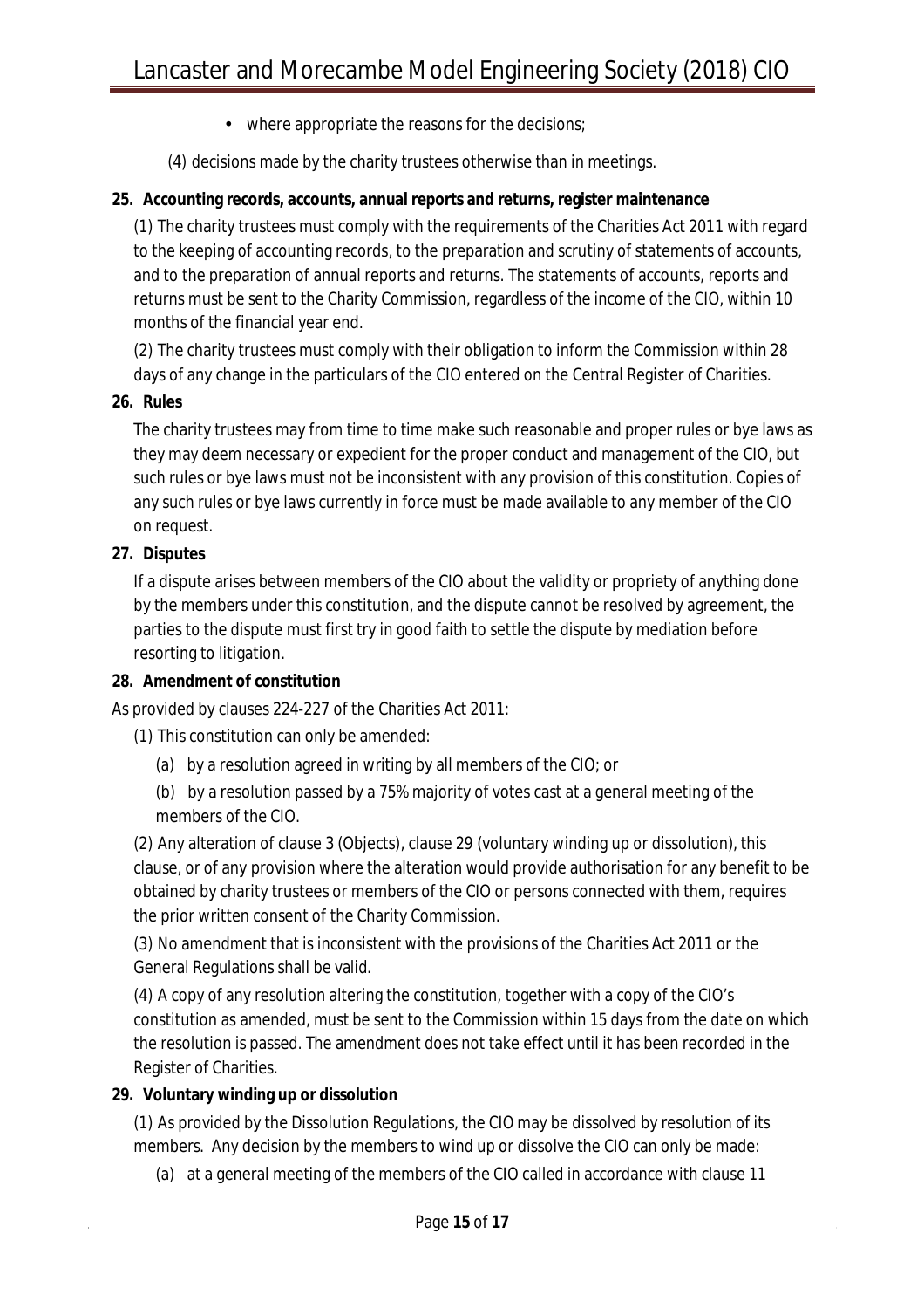- where appropriate the reasons for the decisions;

(4) decisions made by the charity trustees otherwise than in meetings.

**25. Accounting records, accounts, annual reports and returns, register maintenance**

(1) The charity trustees must comply with the requirements of the Charities Act 2011 with regard to the keeping of accounting records, to the preparation and scrutiny of statements of accounts, and to the preparation of annual reports and returns. The statements of accounts, reports and returns must be sent to the Charity Commission, regardless of the income of the CIO, within 10 months of the financial year end.

(2) The charity trustees must comply with their obligation to inform the Commission within 28 days of any change in the particulars of the CIO entered on the Central Register of Charities.

**26. Rules**

The charity trustees may from time to time make such reasonable and proper rules or bye laws as they may deem necessary or expedient for the proper conduct and management of the CIO, but such rules or bye laws must not be inconsistent with any provision of this constitution. Copies of any such rules or bye laws currently in force must be made available to any member of the CIO on request.

**27. Disputes**

If a dispute arises between members of the CIO about the validity or propriety of anything done by the members under this constitution, and the dispute cannot be resolved by agreement, the parties to the dispute must first try in good faith to settle the dispute by mediation before resorting to litigation.

**28. Amendment of constitution**

As provided by clauses 224-227 of the Charities Act 2011:

(1) This constitution can only be amended:

(a) by a resolution agreed in writing by all members of the CIO; or

(b) by a resolution passed by a 75% majority of votes cast at a general meeting of the members of the CIO.

(2) Any alteration of clause 3 (Objects), clause 29 (voluntary winding up or dissolution), this clause, or of any provision where the alteration would provide authorisation for any benefit to be obtained by charity trustees or members of the CIO or persons connected with them, requires the prior written consent of the Charity Commission.

(3) No amendment that is inconsistent with the provisions of the Charities Act 2011 or the General Regulations shall be valid.

(4) A copy of any resolution altering the constitution, together with a copy of the CIO's constitution as amended, must be sent to the Commission within 15 days from the date on which the resolution is passed. The amendment does not take effect until it has been recorded in the Register of Charities.

**29. Voluntary winding up or dissolution**

(1) As provided by the Dissolution Regulations, the CIO may be dissolved by resolution of its members. Any decision by the members to wind up or dissolve the CIO can only be made:

(a) at a general meeting of the members of the CIO called in accordance with clause 11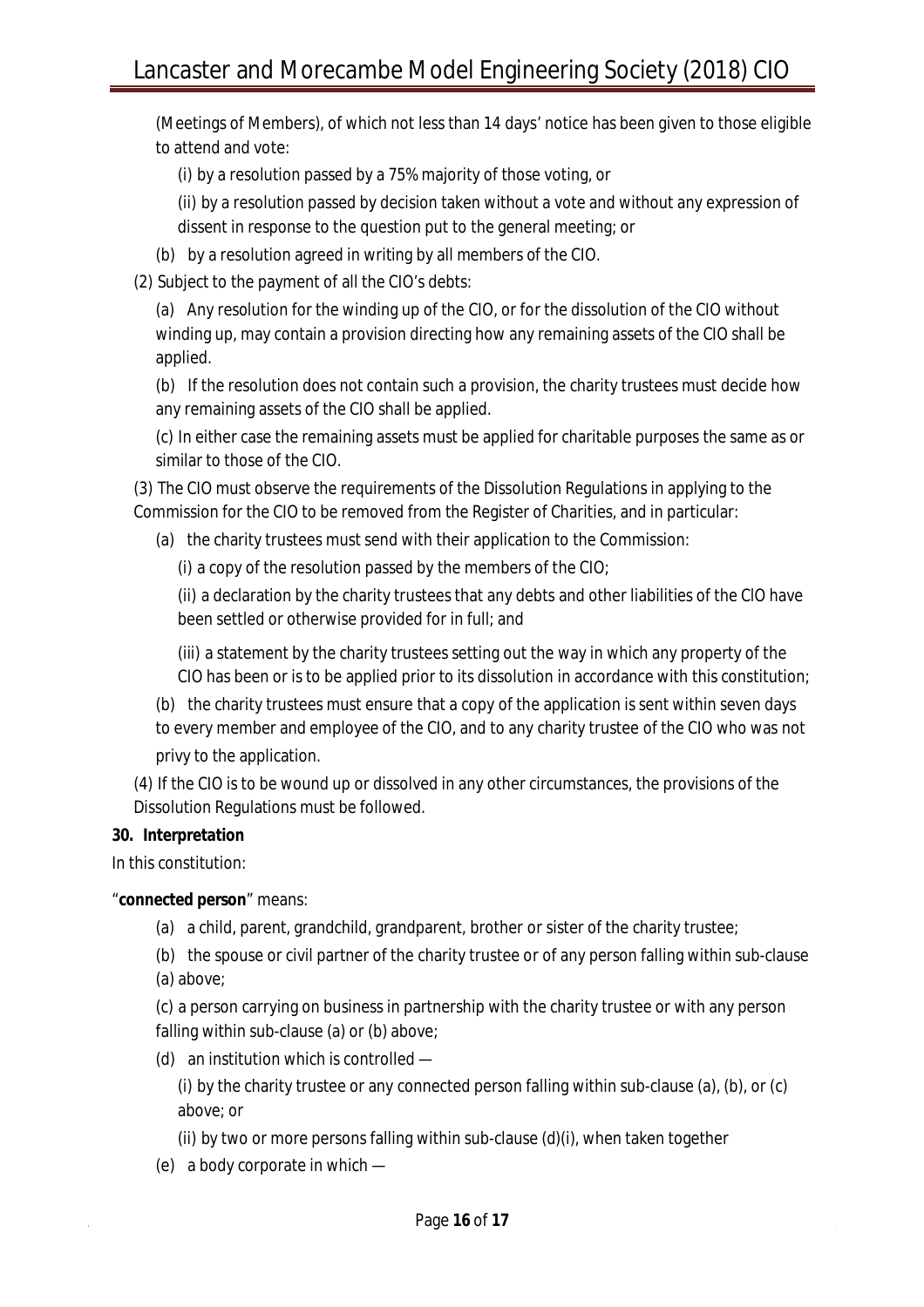(Meetings of Members), of which not less than 14 days' notice has been given to those eligible to attend and vote:

(i) by a resolution passed by a 75% majority of those voting, or

(ii) by a resolution passed by decision taken without a vote and without any expression of dissent in response to the question put to the general meeting; or

(b) by a resolution agreed in writing by all members of the CIO.

(2) Subject to the payment of all the CIO's debts:

(a) Any resolution for the winding up of the CIO, or for the dissolution of the CIO without winding up, may contain a provision directing how any remaining assets of the CIO shall be applied.

(b) If the resolution does not contain such a provision, the charity trustees must decide how any remaining assets of the CIO shall be applied.

(c) In either case the remaining assets must be applied for charitable purposes the same as or similar to those of the CIO.

(3) The CIO must observe the requirements of the Dissolution Regulations in applying to the Commission for the CIO to be removed from the Register of Charities, and in particular:

(a) the charity trustees must send with their application to the Commission:

(i) a copy of the resolution passed by the members of the CIO;

(ii) a declaration by the charity trustees that any debts and other liabilities of the CIO have been settled or otherwise provided for in full; and

(iii) a statement by the charity trustees setting out the way in which any property of the CIO has been or is to be applied prior to its dissolution in accordance with this constitution;

(b) the charity trustees must ensure that a copy of the application is sent within seven days to every member and employee of the CIO, and to any charity trustee of the CIO who was not privy to the application.

(4) If the CIO is to be wound up or dissolved in any other circumstances, the provisions of the Dissolution Regulations must be followed.

**30. Interpretation**

In this constitution:

"**connected person**" means:

(a) a child, parent, grandchild, grandparent, brother or sister of the charity trustee;

(b) the spouse or civil partner of the charity trustee or of any person falling within sub-clause (a) above;

(c) a person carrying on business in partnership with the charity trustee or with any person falling within sub-clause (a) or (b) above;

(d) an institution which is controlled —

(i) by the charity trustee or any connected person falling within sub-clause (a), (b), or (c) above; or

(ii) by two or more persons falling within sub-clause (d)(i), when taken together

(e) a body corporate in which —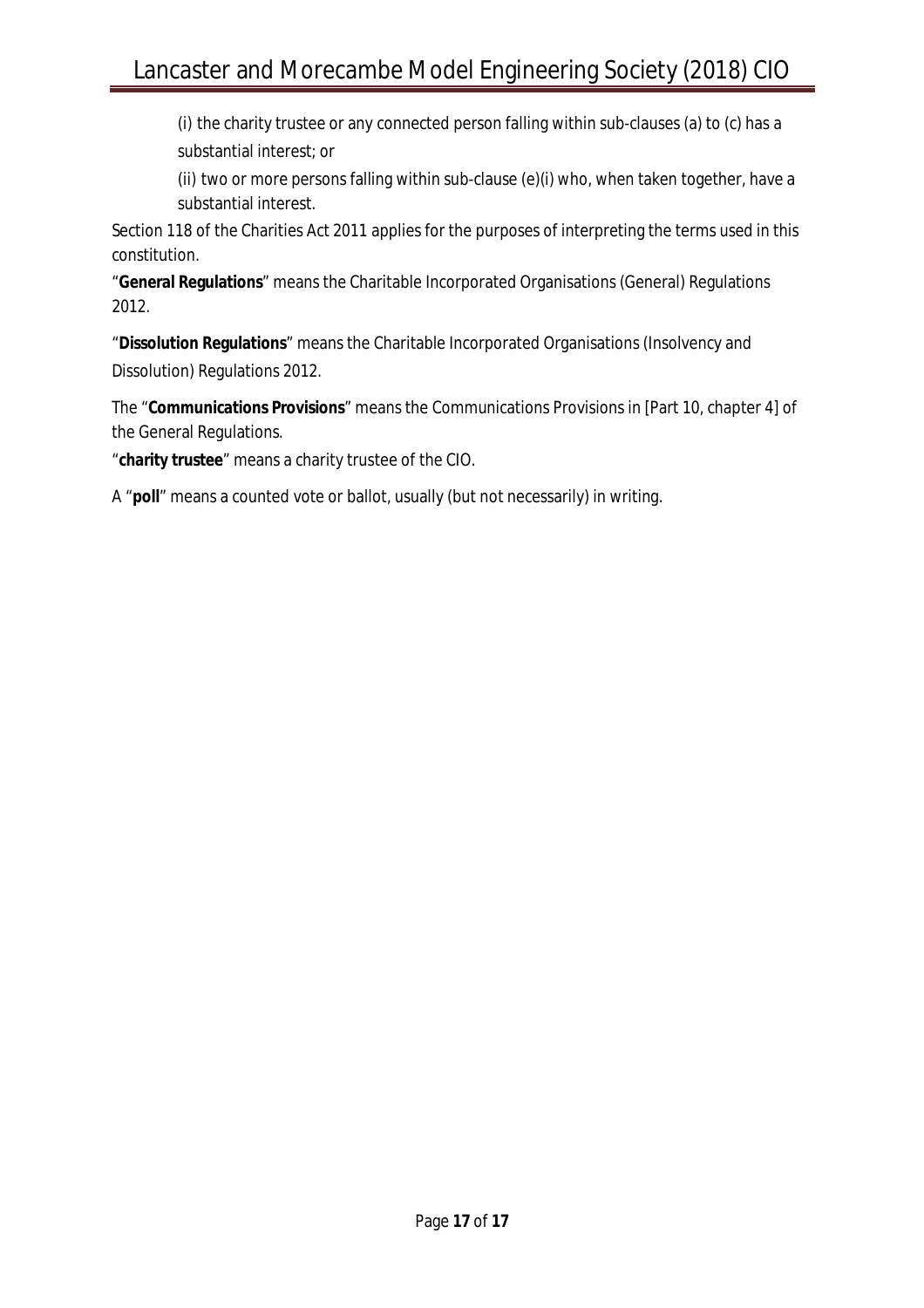(i) the charity trustee or any connected person falling within sub-clauses (a) to (c) has a substantial interest; or

(ii) two or more persons falling within sub-clause (e)(i) who, when taken together, have a substantial interest.

Section 118 of the Charities Act 2011 applies for the purposes of interpreting the terms used in this constitution.

"**General Regulations**" means the Charitable Incorporated Organisations (General) Regulations 2012.

"**Dissolution Regulations**" means the Charitable Incorporated Organisations (Insolvency and Dissolution) Regulations 2012.

The "**Communications Provisions**" means the Communications Provisions in [Part 10, chapter 4] of the General Regulations.

"**charity trustee**" means a charity trustee of the CIO.

A "**poll**" means a counted vote or ballot, usually (but not necessarily) in writing.